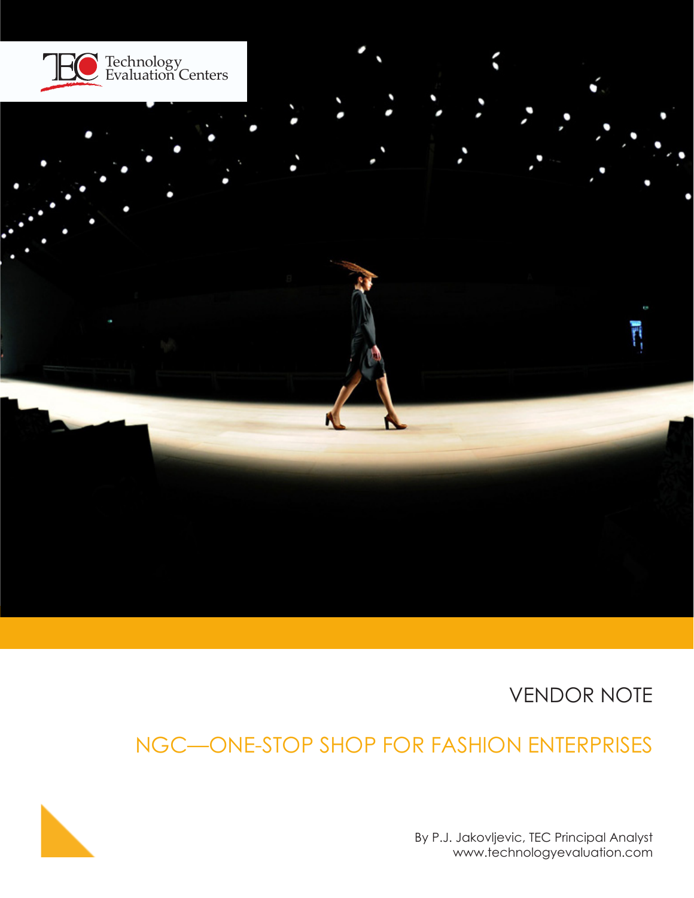Technology Evaluation Centers

VENDOR NOTE

# NGC—ONE-STOP SHOP FOR FASHION ENTERPRISES

By P.J. Jakovljevic, TEC Principal Analyst
www.technologyevaluation.com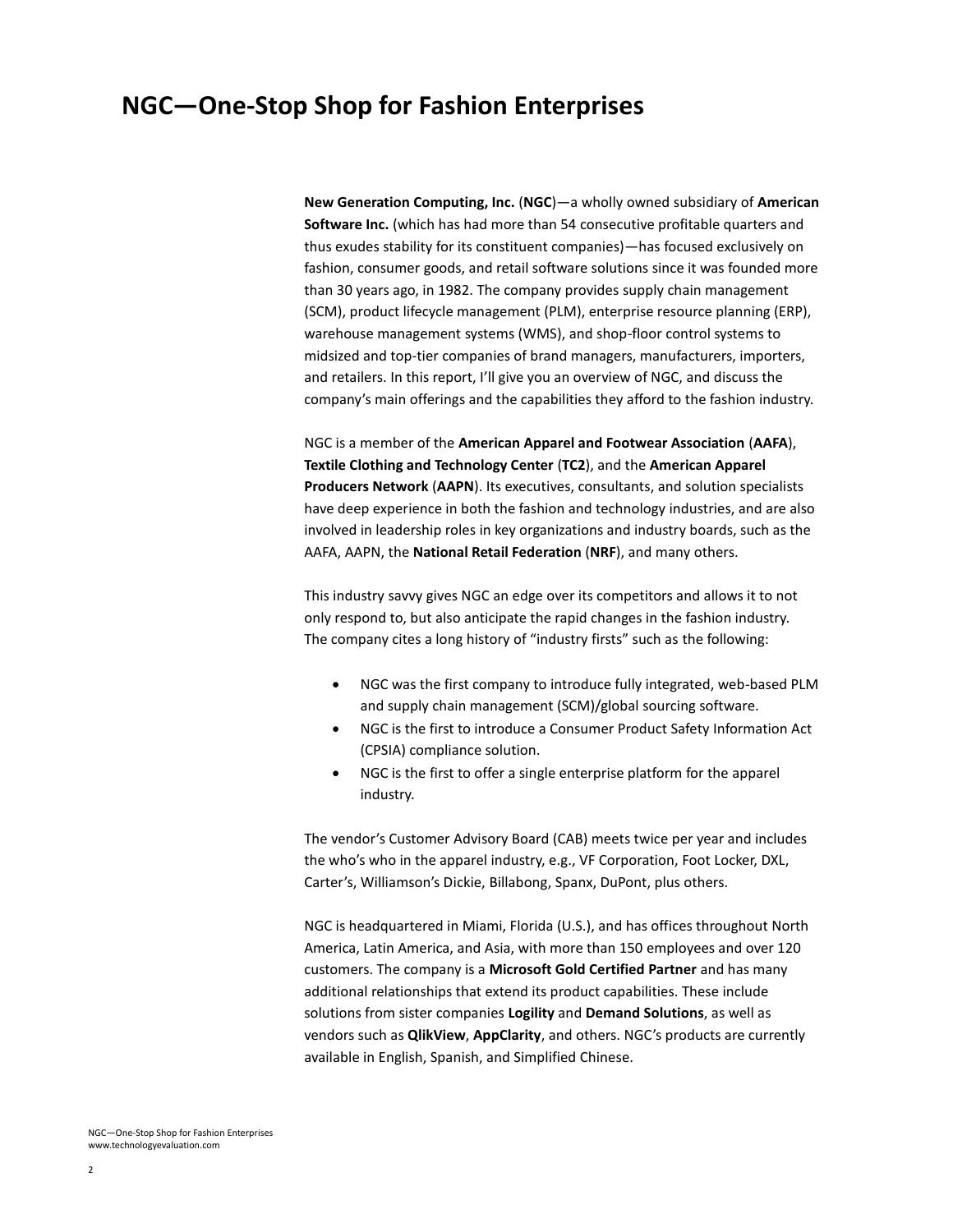# NGC—One-Stop Shop for Fashion Enterprises

**New Generation Computing, Inc.** (**NGC**)—a wholly owned subsidiary of **American Software Inc.** (which has had more than 54 consecutive profitable quarters and thus exudes stability for its constituent companies)—has focused exclusively on fashion, consumer goods, and retail software solutions since it was founded more than 30 years ago, in 1982. The company provides supply chain management (SCM), product lifecycle management (PLM), enterprise resource planning (ERP), warehouse management systems (WMS), and shop-floor control systems to midsized and top-tier companies of brand managers, manufacturers, importers, and retailers. In this report, I'll give you an overview of NGC, and discuss the company's main offerings and the capabilities they afford to the fashion industry.

NGC is a member of the **American Apparel and Footwear Association** (**AAFA**), **Textile Clothing and Technology Center** (**TC2**), and the **American Apparel Producers Network** (**AAPN**). Its executives, consultants, and solution specialists have deep experience in both the fashion and technology industries, and are also involved in leadership roles in key organizations and industry boards, such as the AAFA, AAPN, the **National Retail Federation** (**NRF**), and many others.

This industry savvy gives NGC an edge over its competitors and allows it to not only respond to, but also anticipate the rapid changes in the fashion industry. The company cites a long history of "industry firsts" such as the following:

- NGC was the first company to introduce fully integrated, web-based PLM and supply chain management (SCM)/global sourcing software.
- NGC is the first to introduce a Consumer Product Safety Information Act (CPSIA) compliance solution.
- NGC is the first to offer a single enterprise platform for the apparel industry.

The vendor's Customer Advisory Board (CAB) meets twice per year and includes the who's who in the apparel industry, e.g., VF Corporation, Foot Locker, DXL, Carter's, Williamson's Dickie, Billabong, Spanx, DuPont, plus others.

NGC is headquartered in Miami, Florida (U.S.), and has offices throughout North America, Latin America, and Asia, with more than 150 employees and over 120 customers. The company is a **Microsoft Gold Certified Partner** and has many additional relationships that extend its product capabilities. These include solutions from sister companies **Logility** and **Demand Solutions**, as well as vendors such as **QlikView**, **AppClarity**, and others. NGC's products are currently available in English, Spanish, and Simplified Chinese.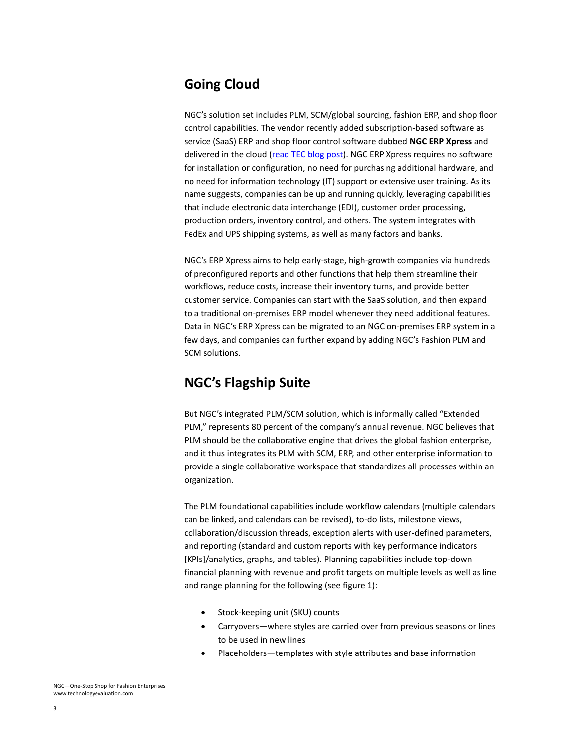## Going Cloud

NGC's solution set includes PLM, SCM/global sourcing, fashion ERP, and shop floor control capabilities. The vendor recently added subscription-based software as service (SaaS) ERP and shop floor control software dubbed **NGC ERP Xpress** and delivered in the cloud (read TEC blog post). NGC ERP Xpress requires no software for installation or configuration, no need for purchasing additional hardware, and no need for information technology (IT) support or extensive user training. As its name suggests, companies can be up and running quickly, leveraging capabilities that include electronic data interchange (EDI), customer order processing, production orders, inventory control, and others. The system integrates with FedEx and UPS shipping systems, as well as many factors and banks.

NGC's ERP Xpress aims to help early-stage, high-growth companies via hundreds of preconfigured reports and other functions that help them streamline their workflows, reduce costs, increase their inventory turns, and provide better customer service. Companies can start with the SaaS solution, and then expand to a traditional on-premises ERP model whenever they need additional features. Data in NGC's ERP Xpress can be migrated to an NGC on-premises ERP system in a few days, and companies can further expand by adding NGC's Fashion PLM and SCM solutions.

## NGC's Flagship Suite

But NGC's integrated PLM/SCM solution, which is informally called "Extended PLM," represents 80 percent of the company's annual revenue. NGC believes that PLM should be the collaborative engine that drives the global fashion enterprise, and it thus integrates its PLM with SCM, ERP, and other enterprise information to provide a single collaborative workspace that standardizes all processes within an organization.

The PLM foundational capabilities include workflow calendars (multiple calendars can be linked, and calendars can be revised), to-do lists, milestone views, collaboration/discussion threads, exception alerts with user-defined parameters, and reporting (standard and custom reports with key performance indicators [KPIs]/analytics, graphs, and tables). Planning capabilities include top-down financial planning with revenue and profit targets on multiple levels as well as line and range planning for the following (see figure 1):

- Stock-keeping unit (SKU) counts
- Carryovers—where styles are carried over from previous seasons or lines to be used in new lines
- Placeholders—templates with style attributes and base information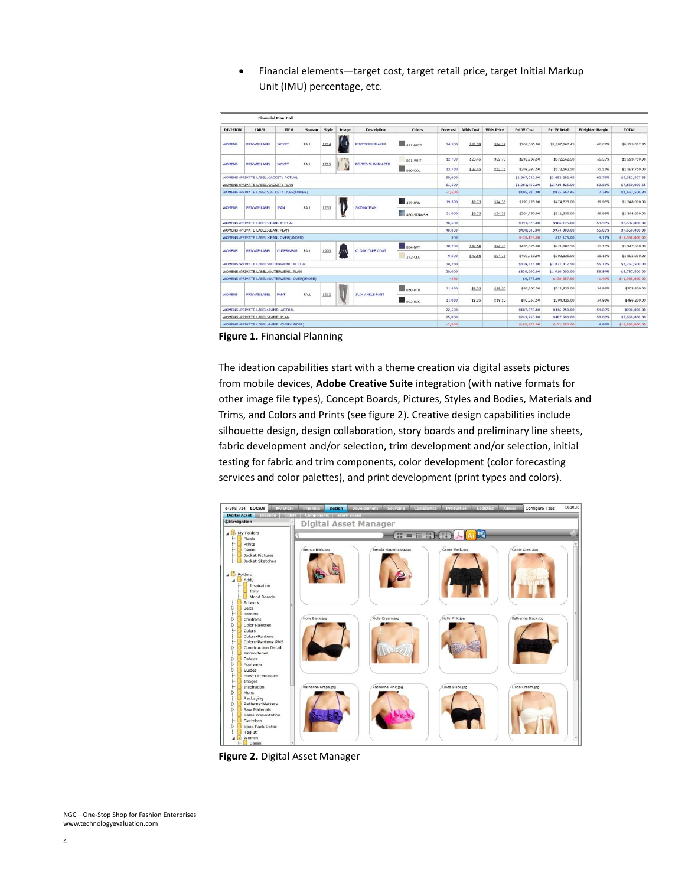- Financial elements—target cost, target retail price, target Initial Markup Unit (IMU) percentage, etc.

Figure 1. Financial Planning

The ideation capabilities start with a theme creation via digital assets pictures from mobile devices, **Adobe Creative Suite** integration (with native formats for other image file types), Concept Boards, Pictures, Styles and Bodies, Materials and Trims, and Colors and Prints (see figure 2). Creative design capabilities include silhouette design, design collaboration, story boards and preliminary line sheets, fabric development and/or selection, trim development and/or selection, initial testing for fabric and trim components, color development (color forecasting services and color palettes), and print development (print types and colors).

Figure 2. Digital Asset Manager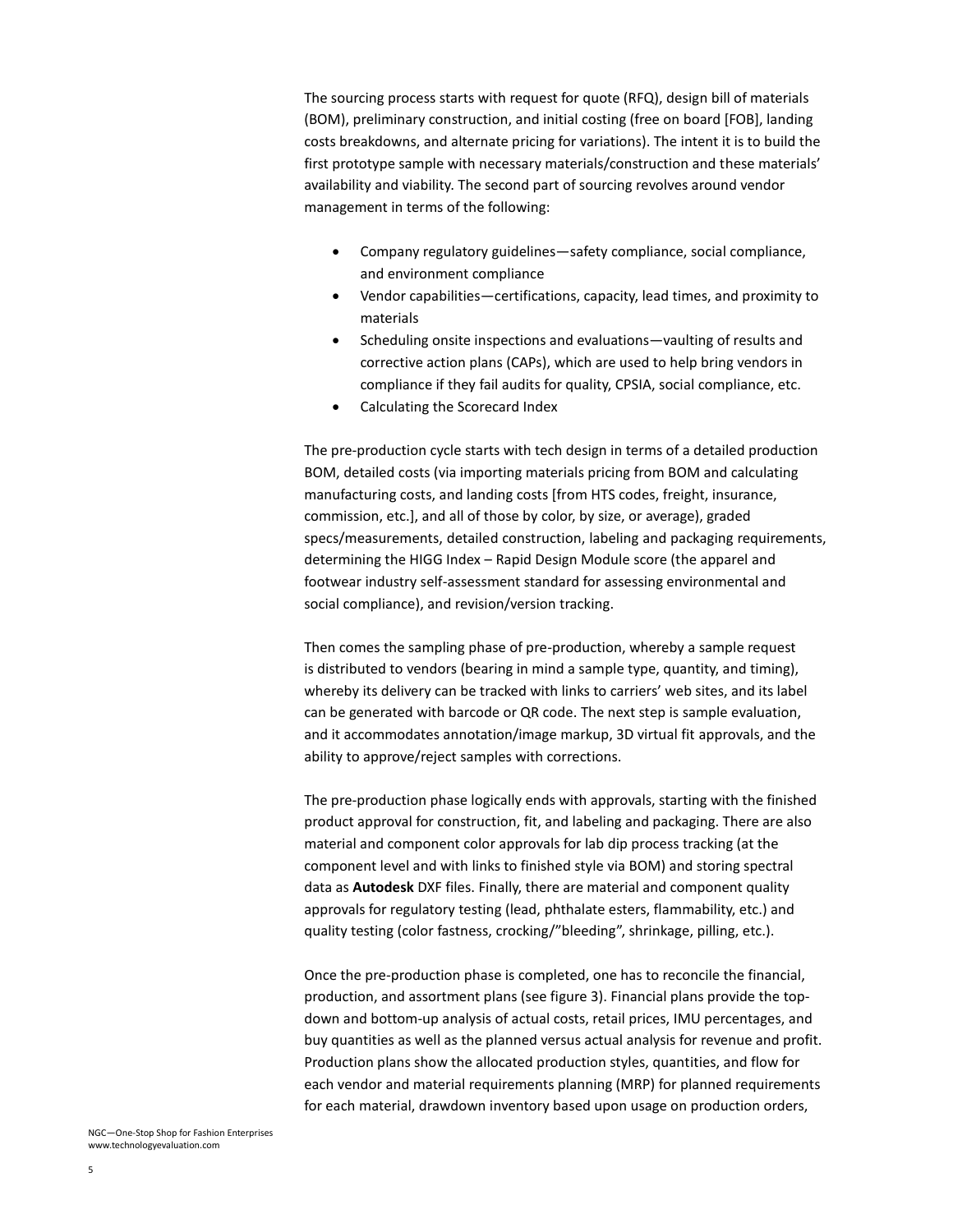The sourcing process starts with request for quote (RFQ), design bill of materials (BOM), preliminary construction, and initial costing (free on board [FOB], landing costs breakdowns, and alternate pricing for variations). The intent it is to build the first prototype sample with necessary materials/construction and these materials' availability and viability. The second part of sourcing revolves around vendor management in terms of the following:

- Company regulatory guidelines—safety compliance, social compliance, and environment compliance
- Vendor capabilities—certifications, capacity, lead times, and proximity to materials
- Scheduling onsite inspections and evaluations—vaulting of results and corrective action plans (CAPs), which are used to help bring vendors in compliance if they fail audits for quality, CPSIA, social compliance, etc.
- Calculating the Scorecard Index

The pre-production cycle starts with tech design in terms of a detailed production BOM, detailed costs (via importing materials pricing from BOM and calculating manufacturing costs, and landing costs [from HTS codes, freight, insurance, commission, etc.], and all of those by color, by size, or average), graded specs/measurements, detailed construction, labeling and packaging requirements, determining the HIGG Index – Rapid Design Module score (the apparel and footwear industry self-assessment standard for assessing environmental and social compliance), and revision/version tracking.

Then comes the sampling phase of pre-production, whereby a sample request is distributed to vendors (bearing in mind a sample type, quantity, and timing), whereby its delivery can be tracked with links to carriers' web sites, and its label can be generated with barcode or QR code. The next step is sample evaluation, and it accommodates annotation/image markup, 3D virtual fit approvals, and the ability to approve/reject samples with corrections.

The pre-production phase logically ends with approvals, starting with the finished product approval for construction, fit, and labeling and packaging. There are also material and component color approvals for lab dip process tracking (at the component level and with links to finished style via BOM) and storing spectral data as **Autodesk** DXF files. Finally, there are material and component quality approvals for regulatory testing (lead, phthalate esters, flammability, etc.) and quality testing (color fastness, crocking/"bleeding", shrinkage, pilling, etc.).

Once the pre-production phase is completed, one has to reconcile the financial, production, and assortment plans (see figure 3). Financial plans provide the top-down and bottom-up analysis of actual costs, retail prices, IMU percentages, and buy quantities as well as the planned versus actual analysis for revenue and profit. Production plans show the allocated production styles, quantities, and flow for each vendor and material requirements planning (MRP) for planned requirements for each material, drawdown inventory based upon usage on production orders,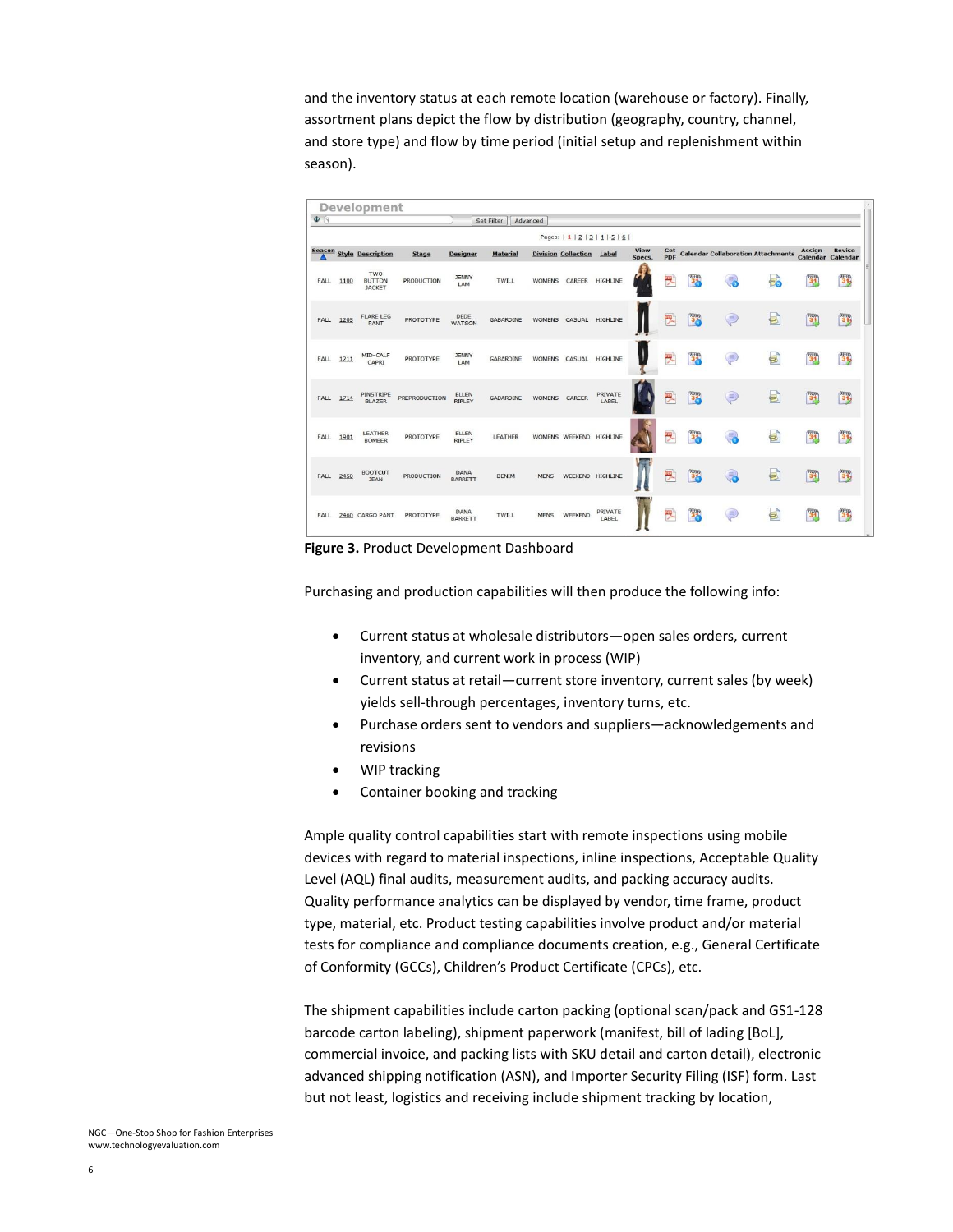and the inventory status at each remote location (warehouse or factory). Finally, assortment plans depict the flow by distribution (geography, country, channel, and store type) and flow by time period (initial setup and replenishment within season).

**Development**

Set Filter | Advanced

Pages: | 1 | 2 | 3 | 4 | 5 | 6 |

| Season | Style | Description | Stage | Designer | Material | Division | Collection | Label | View Specs. | Get PDF | Calendar | Collaboration | Attachments | Assign Calendar | Revise Calendar |
|---|---|---|---|---|---|---|---|---|---|---|---|---|---|---|---|
| FALL | 1100 | TWO BUTTON JACKET | PRODUCTION | JENNY LAM | TWILL | WOMENS | CAREER | HIGHLINE | | | | | | | |
| FALL | 1205 | FLARE LEG PANT | PROTOTYPE | DEDE WATSON | GABARDINE | WOMENS | CASUAL | HIGHLINE | | | | | | | |
| FALL | 1211 | MID-CALF CAPRI | PROTOTYPE | JENNY LAM | GABARDINE | WOMENS | CASUAL | HIGHLINE | | | | | | | |
| FALL | 1714 | PINSTRIPE BLAZER | PREPRODUCTION | ELLEN RIPLEY | GABARDINE | WOMENS | CAREER | PRIVATE LABEL | | | | | | | |
| FALL | 1901 | LEATHER BOMBER | PROTOTYPE | ELLEN RIPLEY | LEATHER | WOMENS | WEEKEND | HIGHLINE | | | | | | | |
| FALL | 2450 | BOOTCUT JEAN | PRODUCTION | DANA BARRETT | DENIM | MENS | WEEKEND | HIGHLINE | | | | | | | |
| FALL | 2460 | CARGO PANT | PROTOTYPE | DANA BARRETT | TWILL | MENS | WEEKEND | PRIVATE LABEL | | | | | | | |

**Figure 3.** Product Development Dashboard

Purchasing and production capabilities will then produce the following info:

- Current status at wholesale distributors—open sales orders, current inventory, and current work in process (WIP)
- Current status at retail—current store inventory, current sales (by week) yields sell-through percentages, inventory turns, etc.
- Purchase orders sent to vendors and suppliers—acknowledgements and revisions
- WIP tracking
- Container booking and tracking

Ample quality control capabilities start with remote inspections using mobile devices with regard to material inspections, inline inspections, Acceptable Quality Level (AQL) final audits, measurement audits, and packing accuracy audits. Quality performance analytics can be displayed by vendor, time frame, product type, material, etc. Product testing capabilities involve product and/or material tests for compliance and compliance documents creation, e.g., General Certificate of Conformity (GCCs), Children's Product Certificate (CPCs), etc.

The shipment capabilities include carton packing (optional scan/pack and GS1-128 barcode carton labeling), shipment paperwork (manifest, bill of lading [BoL], commercial invoice, and packing lists with SKU detail and carton detail), electronic advanced shipping notification (ASN), and Importer Security Filing (ISF) form. Last but not least, logistics and receiving include shipment tracking by location,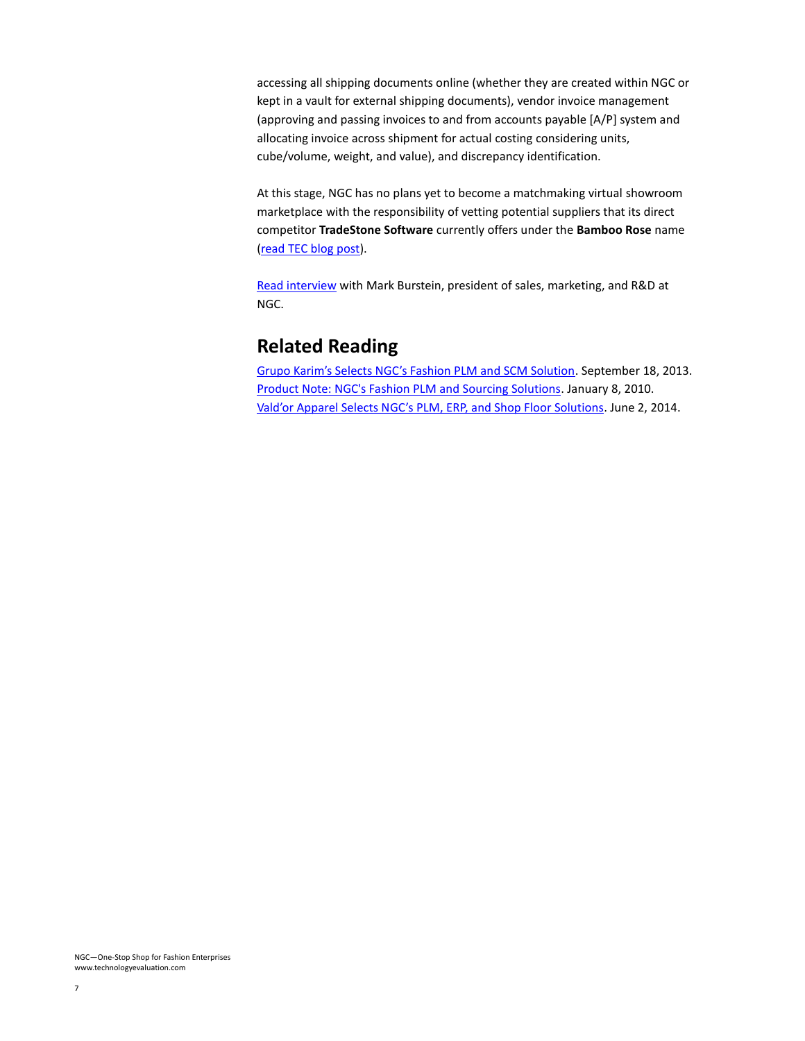accessing all shipping documents online (whether they are created within NGC or kept in a vault for external shipping documents), vendor invoice management (approving and passing invoices to and from accounts payable [A/P] system and allocating invoice across shipment for actual costing considering units, cube/volume, weight, and value), and discrepancy identification.

At this stage, NGC has no plans yet to become a matchmaking virtual showroom marketplace with the responsibility of vetting potential suppliers that its direct competitor **TradeStone Software** currently offers under the **Bamboo Rose** name (read TEC blog post).

Read interview with Mark Burstein, president of sales, marketing, and R&D at NGC.

## Related Reading

Grupo Karim's Selects NGC's Fashion PLM and SCM Solution. September 18, 2013.
Product Note: NGC's Fashion PLM and Sourcing Solutions. January 8, 2010.
Vald'or Apparel Selects NGC's PLM, ERP, and Shop Floor Solutions. June 2, 2014.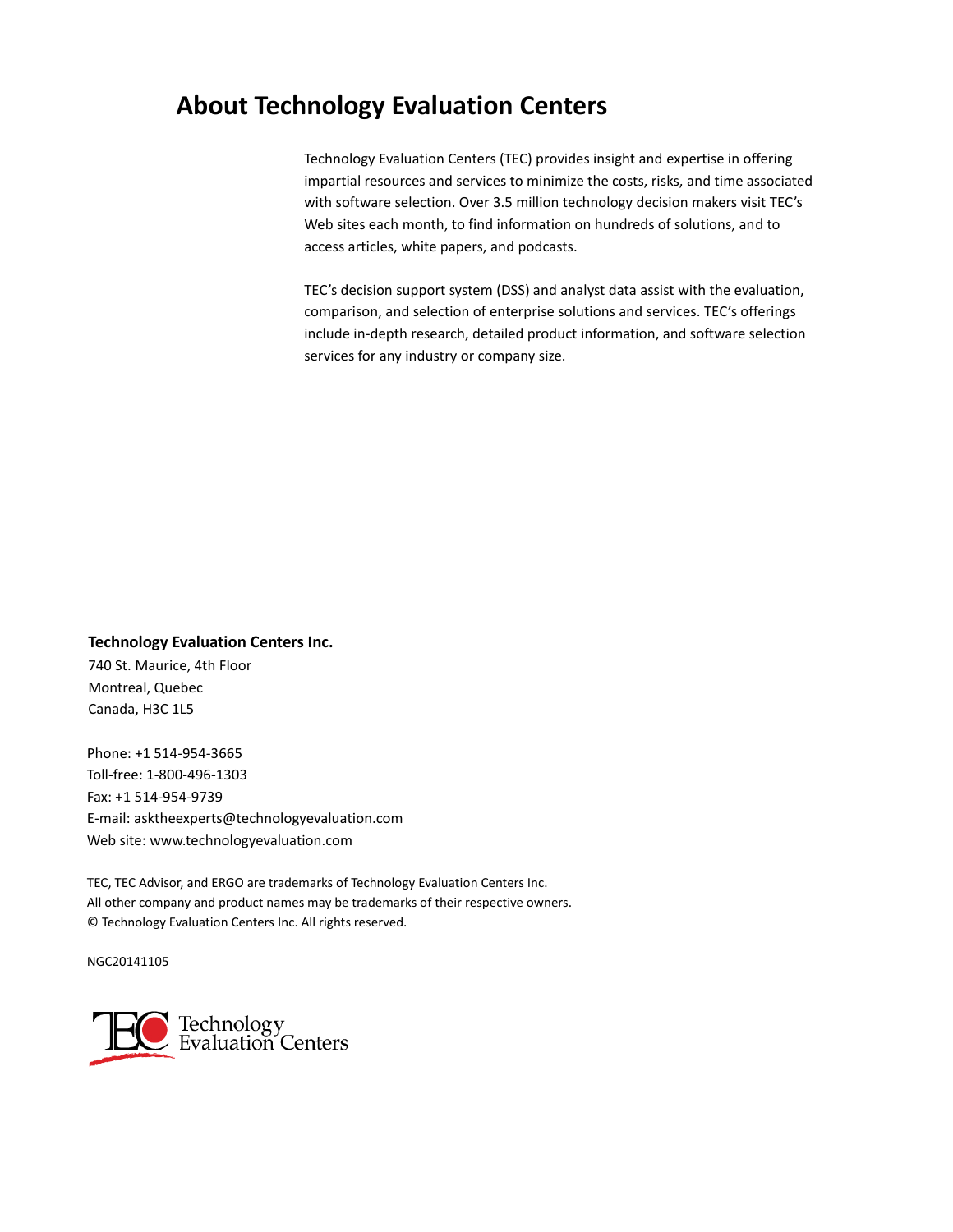## About Technology Evaluation Centers

Technology Evaluation Centers (TEC) provides insight and expertise in offering impartial resources and services to minimize the costs, risks, and time associated with software selection. Over 3.5 million technology decision makers visit TEC's Web sites each month, to find information on hundreds of solutions, and to access articles, white papers, and podcasts.

TEC's decision support system (DSS) and analyst data assist with the evaluation, comparison, and selection of enterprise solutions and services. TEC's offerings include in-depth research, detailed product information, and software selection services for any industry or company size.

**Technology Evaluation Centers Inc.**
740 St. Maurice, 4th Floor
Montreal, Quebec
Canada, H3C 1L5

Phone: +1 514-954-3665
Toll-free: 1-800-496-1303
Fax: +1 514-954-9739
E-mail: asktheexperts@technologyevaluation.com
Web site: www.technologyevaluation.com

TEC, TEC Advisor, and ERGO are trademarks of Technology Evaluation Centers Inc.
All other company and product names may be trademarks of their respective owners.
© Technology Evaluation Centers Inc. All rights reserved.

NGC20141105

Technology Evaluation Centers